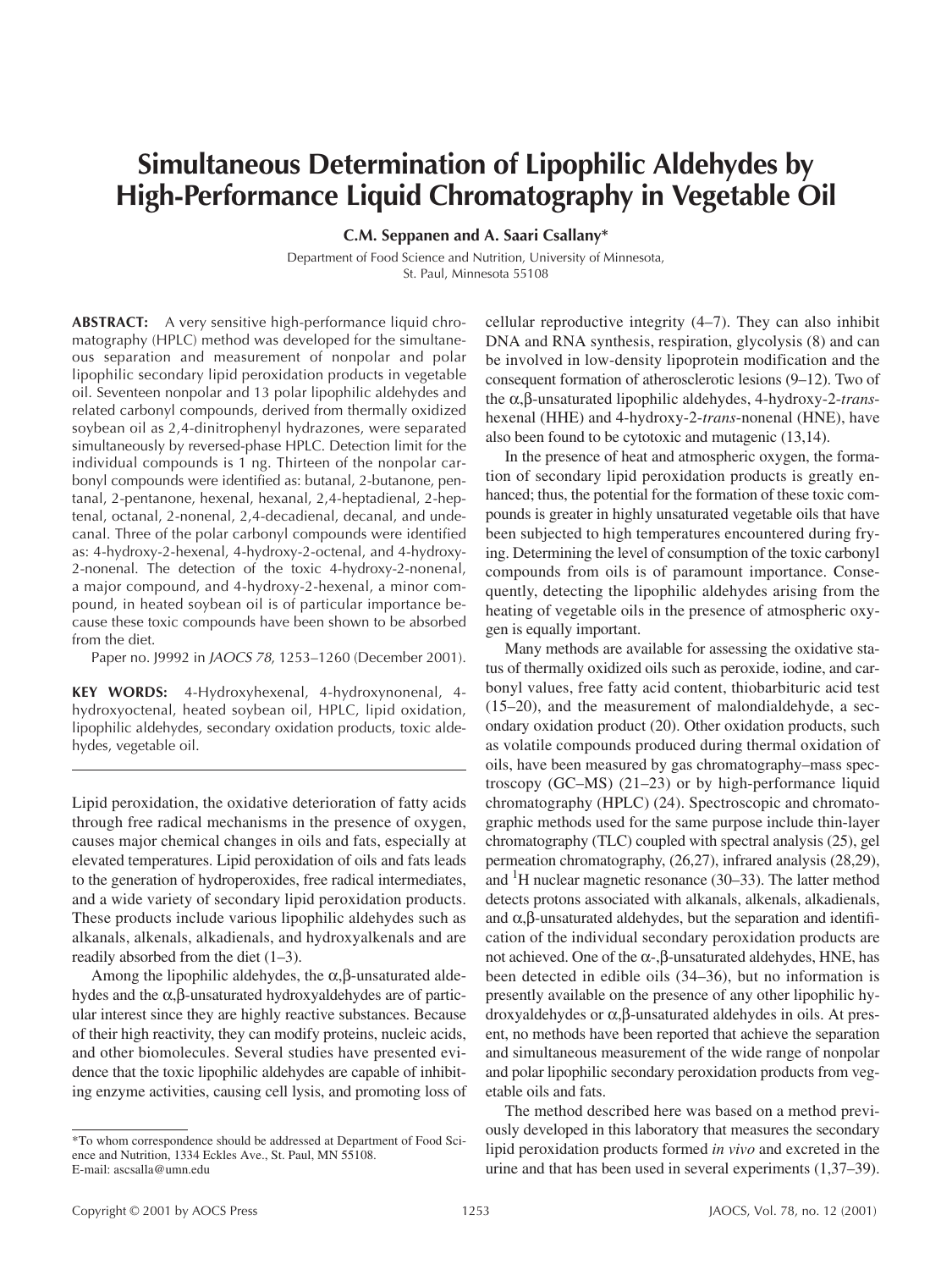# Simultaneous Determination of Lipophilic Aldehydes by High-Performance Liquid Chromatography in Vegetable Oil

**C.M. Seppanen and A. Saari Csallany***

Department of Food Science and Nutrition, University of Minnesota, St. Paul, Minnesota 55108

**ABSTRACT:** A very sensitive high-performance liquid chromatography (HPLC) method was developed for the simultaneous separation and measurement of nonpolar and polar lipophilic secondary lipid peroxidation products in vegetable oil. Seventeen nonpolar and 13 polar lipophilic aldehydes and related carbonyl compounds, derived from thermally oxidized soybean oil as 2,4-dinitrophenyl hydrazones, were separated simultaneously by reversed-phase HPLC. Detection limit for the individual compounds is 1 ng. Thirteen of the nonpolar carbonyl compounds were identified as: butanal, 2-butanone, pentanal, 2-pentanone, hexenal, hexanal, 2,4-heptadienal, 2-heptenal, octanal, 2-nonenal, 2,4-decadienal, decanal, and undecanal. Three of the polar carbonyl compounds were identified as: 4-hydroxy-2-hexenal, 4-hydroxy-2-octenal, and 4-hydroxy-2-nonenal. The detection of the toxic 4-hydroxy-2-nonenal, a major compound, and 4-hydroxy-2-hexenal, a minor compound, in heated soybean oil is of particular importance because these toxic compounds have been shown to be absorbed from the diet.

Paper no. J9992 in *JAOCS 78*, 1253–1260 (December 2001).

**KEY WORDS:** 4-Hydroxyhexenal, 4-hydroxynonenal, 4-hydroxyoctenal, heated soybean oil, HPLC, lipid oxidation, lipophilic aldehydes, secondary oxidation products, toxic aldehydes, vegetable oil.

---

Lipid peroxidation, the oxidative deterioration of fatty acids through free radical mechanisms in the presence of oxygen, causes major chemical changes in oils and fats, especially at elevated temperatures. Lipid peroxidation of oils and fats leads to the generation of hydroperoxides, free radical intermediates, and a wide variety of secondary lipid peroxidation products. These products include various lipophilic aldehydes such as alkanals, alkenals, alkadienals, and hydroxyalkenals and are readily absorbed from the diet (1–3).

Among the lipophilic aldehydes, the α,β-unsaturated aldehydes and the α,β-unsaturated hydroxyaldehydes are of particular interest since they are highly reactive substances. Because of their high reactivity, they can modify proteins, nucleic acids, and other biomolecules. Several studies have presented evidence that the toxic lipophilic aldehydes are capable of inhibiting enzyme activities, causing cell lysis, and promoting loss of cellular reproductive integrity (4–7). They can also inhibit DNA and RNA synthesis, respiration, glycolysis (8) and can be involved in low-density lipoprotein modification and the consequent formation of atherosclerotic lesions (9–12). Two of the α,β-unsaturated lipophilic aldehydes, 4-hydroxy-2-*trans*-hexenal (HHE) and 4-hydroxy-2-*trans*-nonenal (HNE), have also been found to be cytotoxic and mutagenic (13,14).

In the presence of heat and atmospheric oxygen, the formation of secondary lipid peroxidation products is greatly enhanced; thus, the potential for the formation of these toxic compounds is greater in highly unsaturated vegetable oils that have been subjected to high temperatures encountered during frying. Determining the level of consumption of the toxic carbonyl compounds from oils is of paramount importance. Consequently, detecting the lipophilic aldehydes arising from the heating of vegetable oils in the presence of atmospheric oxygen is equally important.

Many methods are available for assessing the oxidative status of thermally oxidized oils such as peroxide, iodine, and carbonyl values, free fatty acid content, thiobarbituric acid test (15–20), and the measurement of malondialdehyde, a secondary oxidation product (20). Other oxidation products, such as volatile compounds produced during thermal oxidation of oils, have been measured by gas chromatography–mass spectroscopy (GC–MS) (21–23) or by high-performance liquid chromatography (HPLC) (24). Spectroscopic and chromatographic methods used for the same purpose include thin-layer chromatography (TLC) coupled with spectral analysis (25), gel permeation chromatography, (26,27), infrared analysis (28,29), and $^{1}$H nuclear magnetic resonance (30–33). The latter method detects protons associated with alkanals, alkenals, alkadienals, and α,β-unsaturated aldehydes, but the separation and identification of the individual secondary peroxidation products are not achieved. One of the α-,β-unsaturated aldehydes, HNE, has been detected in edible oils (34–36), but no information is presently available on the presence of any other lipophilic hydroxyaldehydes or α,β-unsaturated aldehydes in oils. At present, no methods have been reported that achieve the separation and simultaneous measurement of the wide range of nonpolar and polar lipophilic secondary peroxidation products from vegetable oils and fats.

The method described here was based on a method previously developed in this laboratory that measures the secondary lipid peroxidation products formed *in vivo* and excreted in the urine and that has been used in several experiments (1,37–39).

---

*To whom correspondence should be addressed at Department of Food Science and Nutrition, 1334 Eckles Ave., St. Paul, MN 55108. E-mail: ascsalla@umn.edu

Copyright © 2001 by AOCS Press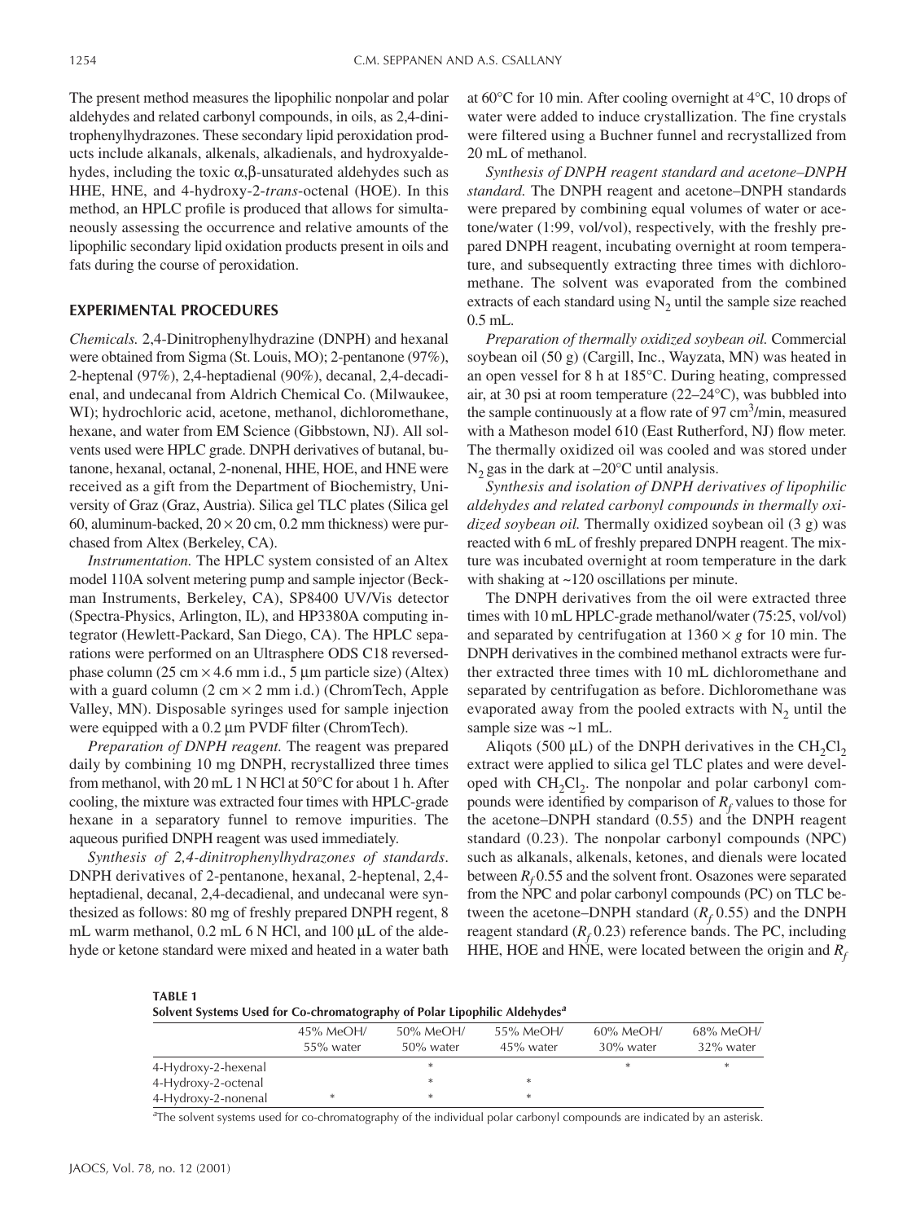The present method measures the lipophilic nonpolar and polar aldehydes and related carbonyl compounds, in oils, as 2,4-dinitrophenylhydrazones. These secondary lipid peroxidation products include alkanals, alkenals, alkadienals, and hydroxyaldehydes, including the toxic α,β-unsaturated aldehydes such as HHE, HNE, and 4-hydroxy-2-*trans*-octenal (HOE). In this method, an HPLC profile is produced that allows for simultaneously assessing the occurrence and relative amounts of the lipophilic secondary lipid oxidation products present in oils and fats during the course of peroxidation.

## EXPERIMENTAL PROCEDURES

*Chemicals.* 2,4-Dinitrophenylhydrazine (DNPH) and hexanal were obtained from Sigma (St. Louis, MO); 2-pentanone (97%), 2-heptenal (97%), 2,4-heptadienal (90%), decanal, 2,4-decadienal, and undecanal from Aldrich Chemical Co. (Milwaukee, WI); hydrochloric acid, acetone, methanol, dichloromethane, hexane, and water from EM Science (Gibbstown, NJ). All solvents used were HPLC grade. DNPH derivatives of butanal, butanone, hexanal, octanal, 2-nonenal, HHE, HOE, and HNE were received as a gift from the Department of Biochemistry, University of Graz (Graz, Austria). Silica gel TLC plates (Silica gel 60, aluminum-backed, 20 × 20 cm, 0.2 mm thickness) were purchased from Altex (Berkeley, CA).

*Instrumentation.* The HPLC system consisted of an Altex model 110A solvent metering pump and sample injector (Beckman Instruments, Berkeley, CA), SP8400 UV/Vis detector (Spectra-Physics, Arlington, IL), and HP3380A computing integrator (Hewlett-Packard, San Diego, CA). The HPLC separations were performed on an Ultrasphere ODS C18 reversed-phase column (25 cm × 4.6 mm i.d., 5 µm particle size) (Altex) with a guard column (2 cm × 2 mm i.d.) (ChromTech, Apple Valley, MN). Disposable syringes used for sample injection were equipped with a 0.2 µm PVDF filter (ChromTech).

*Preparation of DNPH reagent.* The reagent was prepared daily by combining 10 mg DNPH, recrystallized three times from methanol, with 20 mL 1 N HCl at 50°C for about 1 h. After cooling, the mixture was extracted four times with HPLC-grade hexane in a separatory funnel to remove impurities. The aqueous purified DNPH reagent was used immediately.

*Synthesis of 2,4-dinitrophenylhydrazones of standards*. DNPH derivatives of 2-pentanone, hexanal, 2-heptenal, 2,4-heptadienal, decanal, 2,4-decadienal, and undecanal were synthesized as follows: 80 mg of freshly prepared DNPH regent, 8 mL warm methanol, 0.2 mL 6 N HCl, and 100 µL of the aldehyde or ketone standard were mixed and heated in a water bath at 60°C for 10 min. After cooling overnight at 4°C, 10 drops of water were added to induce crystallization. The fine crystals were filtered using a Buchner funnel and recrystallized from 20 mL of methanol.

*Synthesis of DNPH reagent standard and acetone–DNPH standard.* The DNPH reagent and acetone–DNPH standards were prepared by combining equal volumes of water or acetone/water (1:99, vol/vol), respectively, with the freshly prepared DNPH reagent, incubating overnight at room temperature, and subsequently extracting three times with dichloromethane. The solvent was evaporated from the combined extracts of each standard using $N_2$ until the sample size reached 0.5 mL.

*Preparation of thermally oxidized soybean oil.* Commercial soybean oil (50 g) (Cargill, Inc., Wayzata, MN) was heated in an open vessel for 8 h at 185°C. During heating, compressed air, at 30 psi at room temperature (22–24°C), was bubbled into the sample continuously at a flow rate of 97 $cm^3$/min, measured with a Matheson model 610 (East Rutherford, NJ) flow meter. The thermally oxidized oil was cooled and was stored under $N_2$ gas in the dark at –20°C until analysis.

*Synthesis and isolation of DNPH derivatives of lipophilic aldehydes and related carbonyl compounds in thermally oxidized soybean oil.* Thermally oxidized soybean oil (3 g) was reacted with 6 mL of freshly prepared DNPH reagent. The mixture was incubated overnight at room temperature in the dark with shaking at ~120 oscillations per minute.

The DNPH derivatives from the oil were extracted three times with 10 mL HPLC-grade methanol/water (75:25, vol/vol) and separated by centrifugation at 1360 × *g* for 10 min. The DNPH derivatives in the combined methanol extracts were further extracted three times with 10 mL dichloromethane and separated by centrifugation as before. Dichloromethane was evaporated away from the pooled extracts with $N_2$ until the sample size was ~1 mL.

Aliqots (500 µL) of the DNPH derivatives in the $CH_2Cl_2$ extract were applied to silica gel TLC plates and were developed with $CH_2Cl_2$. The nonpolar and polar carbonyl compounds were identified by comparison of $R_f$ values to those for the acetone–DNPH standard (0.55) and the DNPH reagent standard (0.23). The nonpolar carbonyl compounds (NPC) such as alkanals, alkenals, ketones, and dienals were located between $R_f$ 0.55 and the solvent front. Osazones were separated from the NPC and polar carbonyl compounds (PC) on TLC between the acetone–DNPH standard ($R_f$ 0.55) and the DNPH reagent standard ($R_f$ 0.23) reference bands. The PC, including HHE, HOE and HNE, were located between the origin and $R_f$

**TABLE 1**
**Solvent Systems Used for Co-chromatography of Polar Lipophilic Aldehydes[a]**

| | 45% MeOH/ 55% water | 50% MeOH/ 50% water | 55% MeOH/ 45% water | 60% MeOH/ 30% water | 68% MeOH/ 32% water |
|---|---|---|---|---|---|
| 4-Hydroxy-2-hexenal | | * | | * | * |
| 4-Hydroxy-2-octenal | | * | * | | |
| 4-Hydroxy-2-nonenal | * | * | * | | |

[a]The solvent systems used for co-chromatography of the individual polar carbonyl compounds are indicated by an asterisk.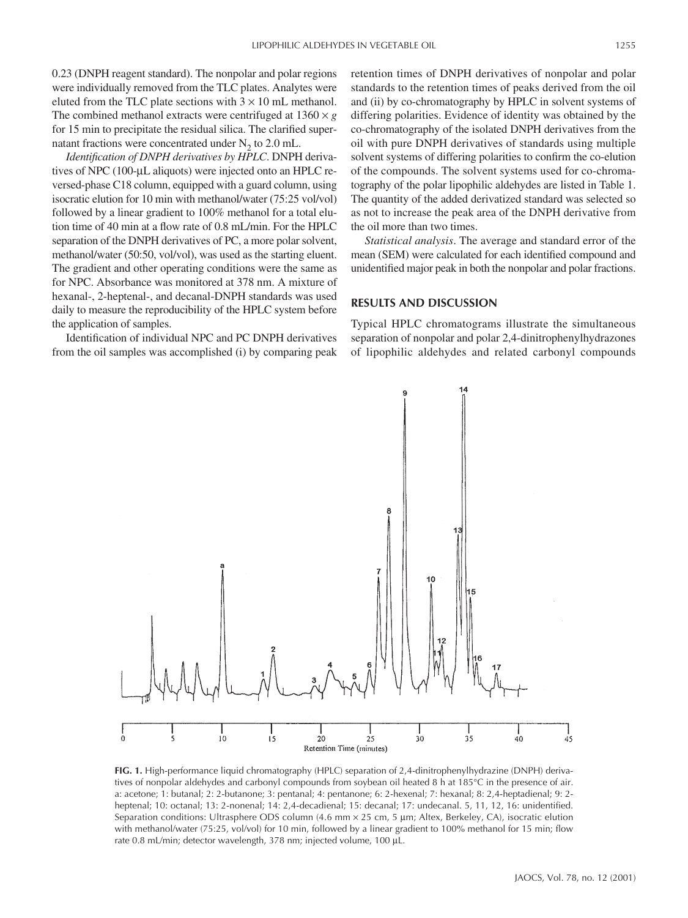0.23 (DNPH reagent standard). The nonpolar and polar regions were individually removed from the TLC plates. Analytes were eluted from the TLC plate sections with $3 \times 10$ mL methanol. The combined methanol extracts were centrifuged at $1360 \times g$ for 15 min to precipitate the residual silica. The clarified supernatant fractions were concentrated under $N_2$ to 2.0 mL.

*Identification of DNPH derivatives by HPLC*. DNPH derivatives of NPC (100-µL aliquots) were injected onto an HPLC reversed-phase C18 column, equipped with a guard column, using isocratic elution for 10 min with methanol/water (75:25 vol/vol) followed by a linear gradient to 100% methanol for a total elution time of 40 min at a flow rate of 0.8 mL/min. For the HPLC separation of the DNPH derivatives of PC, a more polar solvent, methanol/water (50:50, vol/vol), was used as the starting eluent. The gradient and other operating conditions were the same as for NPC. Absorbance was monitored at 378 nm. A mixture of hexanal-, 2-heptenal-, and decanal-DNPH standards was used daily to measure the reproducibility of the HPLC system before the application of samples.

Identification of individual NPC and PC DNPH derivatives from the oil samples was accomplished (i) by comparing peak retention times of DNPH derivatives of nonpolar and polar standards to the retention times of peaks derived from the oil and (ii) by co-chromatography by HPLC in solvent systems of differing polarities. Evidence of identity was obtained by the co-chromatography of the isolated DNPH derivatives from the oil with pure DNPH derivatives of standards using multiple solvent systems of differing polarities to confirm the co-elution of the compounds. The solvent systems used for co-chromatography of the polar lipophilic aldehydes are listed in Table 1. The quantity of the added derivatized standard was selected so as not to increase the peak area of the DNPH derivative from the oil more than two times.

*Statistical analysis*. The average and standard error of the mean (SEM) were calculated for each identified compound and unidentified major peak in both the nonpolar and polar fractions.

## RESULTS AND DISCUSSION

Typical HPLC chromatograms illustrate the simultaneous separation of nonpolar and polar 2,4-dinitrophenylhydrazones of lipophilic aldehydes and related carbonyl compounds

**FIG. 1.** High-performance liquid chromatography (HPLC) separation of 2,4-dinitrophenylhydrazine (DNPH) derivatives of nonpolar aldehydes and carbonyl compounds from soybean oil heated 8 h at 185°C in the presence of air. a: acetone; 1: butanal; 2: 2-butanone; 3: pentanal; 4: pentanone; 6: 2-hexenal; 7: hexanal; 8: 2,4-heptadienal; 9: 2-heptenal; 10: octanal; 13: 2-nonenal; 14: 2,4-decadienal; 15: decanal; 17: undecanal. 5, 11, 12, 16: unidentified. Separation conditions: Ultrasphere ODS column (4.6 mm × 25 cm, 5 µm; Altex, Berkeley, CA), isocratic elution with methanol/water (75:25, vol/vol) for 10 min, followed by a linear gradient to 100% methanol for 15 min; flow rate 0.8 mL/min; detector wavelength, 378 nm; injected volume, 100 µL.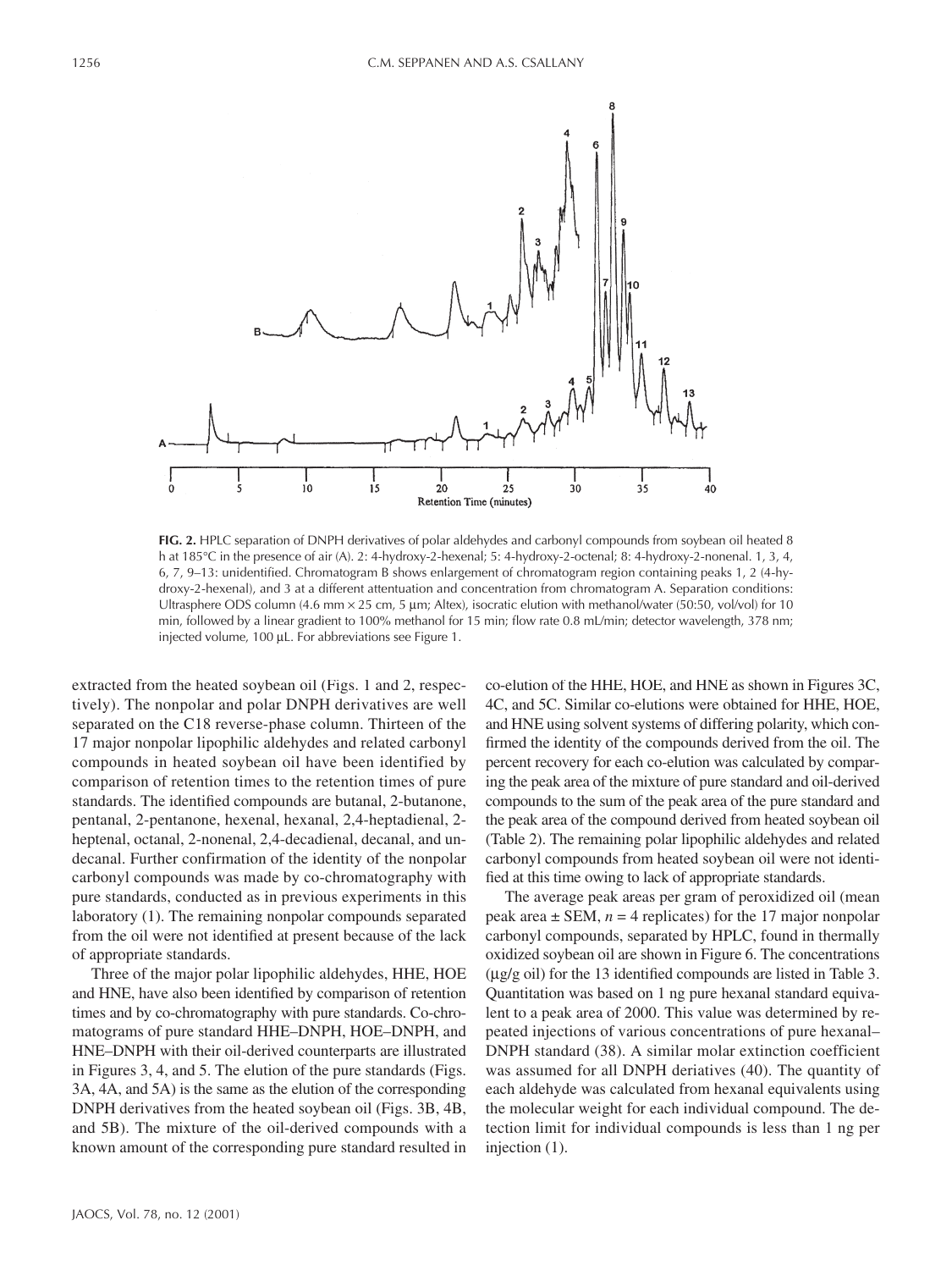**FIG. 2.** HPLC separation of DNPH derivatives of polar aldehydes and carbonyl compounds from soybean oil heated 8 h at 185°C in the presence of air (A). 2: 4-hydroxy-2-hexenal; 5: 4-hydroxy-2-octenal; 8: 4-hydroxy-2-nonenal. 1, 3, 4, 6, 7, 9–13: unidentified. Chromatogram B shows enlargement of chromatogram region containing peaks 1, 2 (4-hydroxy-2-hexenal), and 3 at a different attentuation and concentration from chromatogram A. Separation conditions: Ultrasphere ODS column (4.6 mm × 25 cm, 5 μm; Altex), isocratic elution with methanol/water (50:50, vol/vol) for 10 min, followed by a linear gradient to 100% methanol for 15 min; flow rate 0.8 mL/min; detector wavelength, 378 nm; injected volume, 100 μL. For abbreviations see Figure 1.

extracted from the heated soybean oil (Figs. 1 and 2, respectively). The nonpolar and polar DNPH derivatives are well separated on the C18 reverse-phase column. Thirteen of the 17 major nonpolar lipophilic aldehydes and related carbonyl compounds in heated soybean oil have been identified by comparison of retention times to the retention times of pure standards. The identified compounds are butanal, 2-butanone, pentanal, 2-pentanone, hexenal, hexanal, 2,4-heptadienal, 2-heptenal, octanal, 2-nonenal, 2,4-decadienal, decanal, and undecanal. Further confirmation of the identity of the nonpolar carbonyl compounds was made by co-chromatography with pure standards, conducted as in previous experiments in this laboratory (1). The remaining nonpolar compounds separated from the oil were not identified at present because of the lack of appropriate standards.

Three of the major polar lipophilic aldehydes, HHE, HOE and HNE, have also been identified by comparison of retention times and by co-chromatography with pure standards. Co-chromatograms of pure standard HHE–DNPH, HOE–DNPH, and HNE–DNPH with their oil-derived counterparts are illustrated in Figures 3, 4, and 5. The elution of the pure standards (Figs. 3A, 4A, and 5A) is the same as the elution of the corresponding DNPH derivatives from the heated soybean oil (Figs. 3B, 4B, and 5B). The mixture of the oil-derived compounds with a known amount of the corresponding pure standard resulted in co-elution of the HHE, HOE, and HNE as shown in Figures 3C, 4C, and 5C. Similar co-elutions were obtained for HHE, HOE, and HNE using solvent systems of differing polarity, which confirmed the identity of the compounds derived from the oil. The percent recovery for each co-elution was calculated by comparing the peak area of the mixture of pure standard and oil-derived compounds to the sum of the peak area of the pure standard and the peak area of the compound derived from heated soybean oil (Table 2). The remaining polar lipophilic aldehydes and related carbonyl compounds from heated soybean oil were not identified at this time owing to lack of appropriate standards.

The average peak areas per gram of peroxidized oil (mean peak area ± SEM, $n = 4$ replicates) for the 17 major nonpolar carbonyl compounds, separated by HPLC, found in thermally oxidized soybean oil are shown in Figure 6. The concentrations (μg/g oil) for the 13 identified compounds are listed in Table 3. Quantitation was based on 1 ng pure hexanal standard equivalent to a peak area of 2000. This value was determined by repeated injections of various concentrations of pure hexanal–DNPH standard (38). A similar molar extinction coefficient was assumed for all DNPH deriatives (40). The quantity of each aldehyde was calculated from hexanal equivalents using the molecular weight for each individual compound. The detection limit for individual compounds is less than 1 ng per injection (1).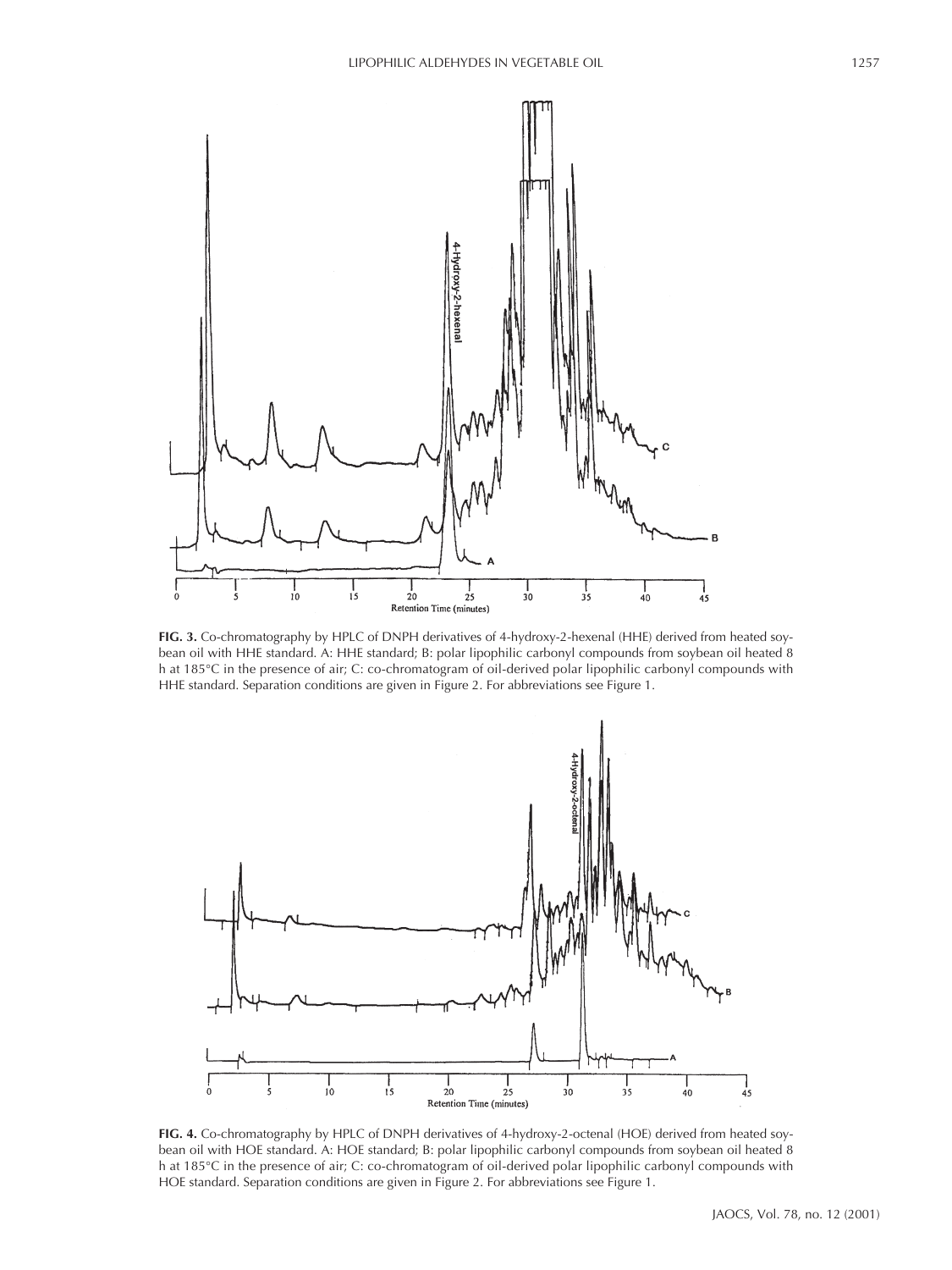**FIG. 3.** Co-chromatography by HPLC of DNPH derivatives of 4-hydroxy-2-hexenal (HHE) derived from heated soybean oil with HHE standard. A: HHE standard; B: polar lipophilic carbonyl compounds from soybean oil heated 8 h at 185°C in the presence of air; C: co-chromatogram of oil-derived polar lipophilic carbonyl compounds with HHE standard. Separation conditions are given in Figure 2. For abbreviations see Figure 1.

**FIG. 4.** Co-chromatography by HPLC of DNPH derivatives of 4-hydroxy-2-octenal (HOE) derived from heated soybean oil with HOE standard. A: HOE standard; B: polar lipophilic carbonyl compounds from soybean oil heated 8 h at 185°C in the presence of air; C: co-chromatogram of oil-derived polar lipophilic carbonyl compounds with HOE standard. Separation conditions are given in Figure 2. For abbreviations see Figure 1.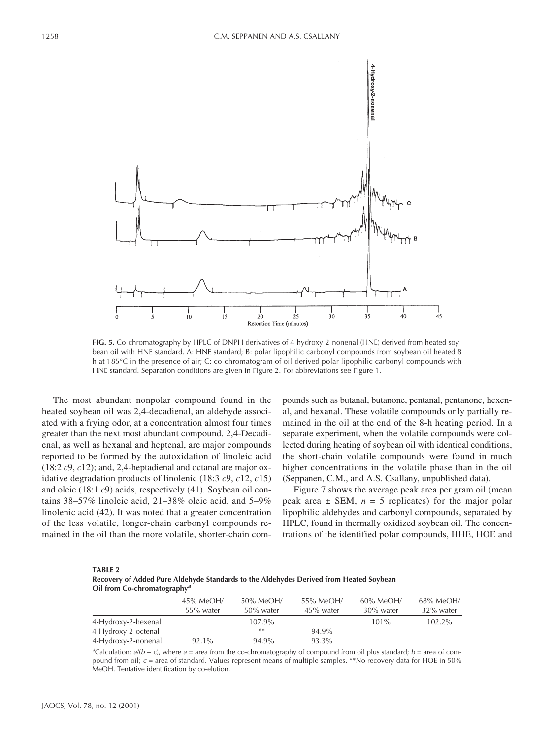**FIG. 5.** Co-chromatography by HPLC of DNPH derivatives of 4-hydroxy-2-nonenal (HNE) derived from heated soybean oil with HNE standard. A: HNE standard; B: polar lipophilic carbonyl compounds from soybean oil heated 8 h at 185°C in the presence of air; C: co-chromatogram of oil-derived polar lipophilic carbonyl compounds with HNE standard. Separation conditions are given in Figure 2. For abbreviations see Figure 1.

The most abundant nonpolar compound found in the heated soybean oil was 2,4-decadienal, an aldehyde associated with a frying odor, at a concentration almost four times greater than the next most abundant compound. 2,4-Decadienal, as well as hexanal and heptenal, are major compounds reported to be formed by the autoxidation of linoleic acid (18:2 *c*9, *c*12); and, 2,4-heptadienal and octanal are major oxidative degradation products of linolenic (18:3 *c*9, *c*12, *c*15) and oleic (18:1 *c*9) acids, respectively (41). Soybean oil contains 38–57% linoleic acid, 21–38% oleic acid, and 5–9% linolenic acid (42). It was noted that a greater concentration of the less volatile, longer-chain carbonyl compounds remained in the oil than the more volatile, shorter-chain compounds such as butanal, butanone, pentanal, pentanone, hexenal, and hexanal. These volatile compounds only partially remained in the oil at the end of the 8-h heating period. In a separate experiment, when the volatile compounds were collected during heating of soybean oil with identical conditions, the short-chain volatile compounds were found in much higher concentrations in the volatile phase than in the oil (Seppanen, C.M., and A.S. Csallany, unpublished data).

Figure 7 shows the average peak area per gram oil (mean peak area ± SEM, $n = 5$ replicates) for the major polar lipophilic aldehydes and carbonyl compounds, separated by HPLC, found in thermally oxidized soybean oil. The concentrations of the identified polar compounds, HHE, HOE and

**TABLE 2**
**Recovery of Added Pure Aldehyde Standards to the Aldehydes Derived from Heated Soybean Oil from Co-chromatography[a]**

| | 45% MeOH/ 55% water | 50% MeOH/ 50% water | 55% MeOH/ 45% water | 60% MeOH/ 30% water | 68% MeOH/ 32% water |
|---|---|---|---|---|---|
| 4-Hydroxy-2-hexenal | | 107.9% | | 101% | 102.2% |
| 4-Hydroxy-2-octenal | | ** | 94.9% | | |
| 4-Hydroxy-2-nonenal | 92.1% | 94.9% | 93.3% | | |

[a]Calculation: $a/(b + c)$, where $a$ = area from the co-chromatography of compound from oil plus standard; $b$ = area of compound from oil; $c$ = area of standard. Values represent means of multiple samples. **No recovery data for HOE in 50% MeOH. Tentative identification by co-elution.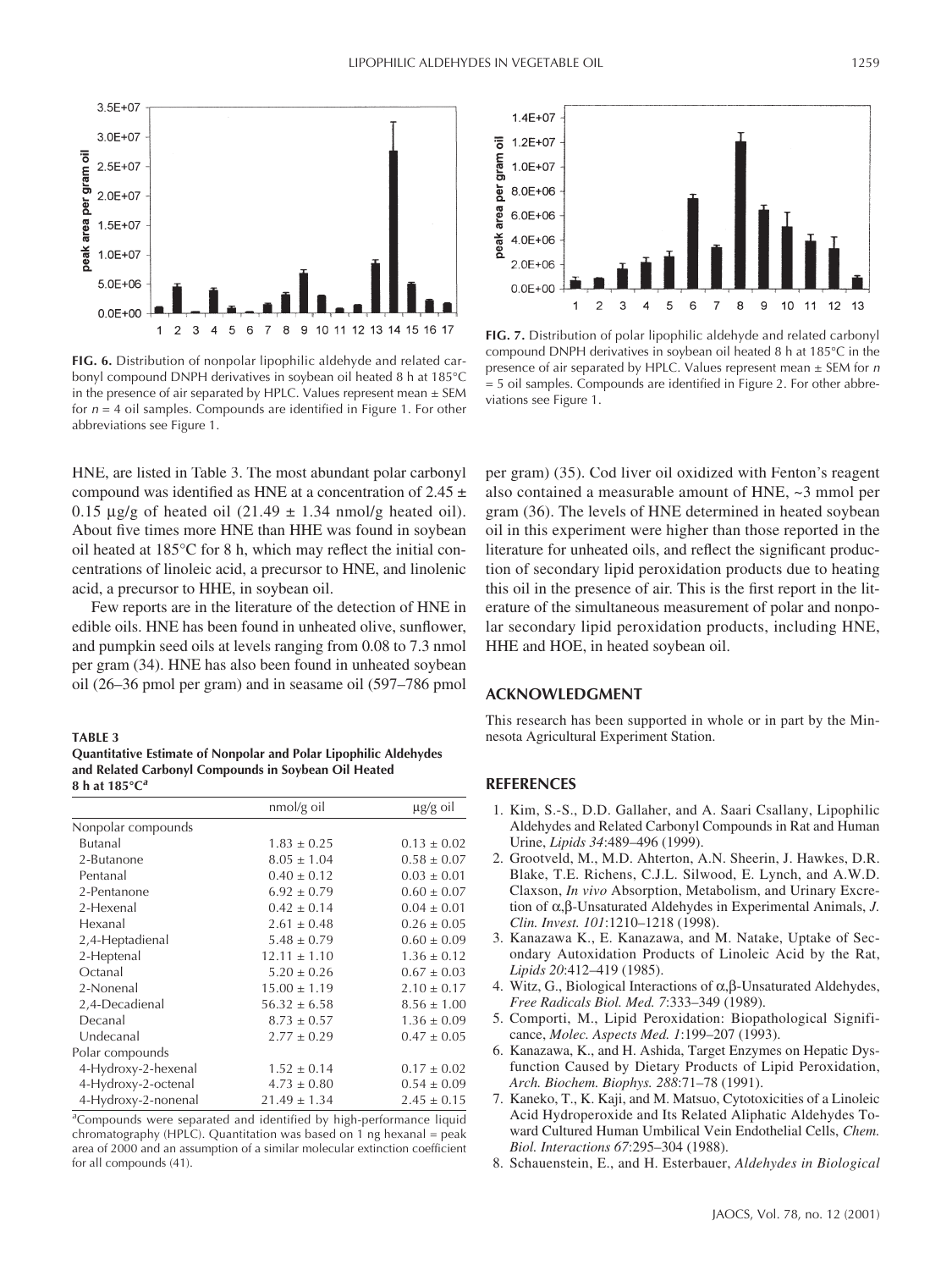FIG. 6. Distribution of nonpolar lipophilic aldehyde and related carbonyl compound DNPH derivatives in soybean oil heated 8 h at 185°C in the presence of air separated by HPLC. Values represent mean ± SEM for $n = 4$ oil samples. Compounds are identified in Figure 1. For other abbreviations see Figure 1.

FIG. 7. Distribution of polar lipophilic aldehyde and related carbonyl compound DNPH derivatives in soybean oil heated 8 h at 185°C in the presence of air separated by HPLC. Values represent mean ± SEM for $n = 5$ oil samples. Compounds are identified in Figure 2. For other abbreviations see Figure 1.

HNE, are listed in Table 3. The most abundant polar carbonyl compound was identified as HNE at a concentration of 2.45 ± 0.15 µg/g of heated oil (21.49 ± 1.34 nmol/g heated oil). About five times more HNE than HHE was found in soybean oil heated at 185°C for 8 h, which may reflect the initial concentrations of linoleic acid, a precursor to HNE, and linolenic acid, a precursor to HHE, in soybean oil.

Few reports are in the literature of the detection of HNE in edible oils. HNE has been found in unheated olive, sunflower, and pumpkin seed oils at levels ranging from 0.08 to 7.3 nmol per gram (34). HNE has also been found in unheated soybean oil (26–36 pmol per gram) and in seasame oil (597–786 pmol per gram) (35). Cod liver oil oxidized with Fenton's reagent also contained a measurable amount of HNE, ~3 mmol per gram (36). The levels of HNE determined in heated soybean oil in this experiment were higher than those reported in the literature for unheated oils, and reflect the significant production of secondary lipid peroxidation products due to heating this oil in the presence of air. This is the first report in the literature of the simultaneous measurement of polar and nonpolar secondary lipid peroxidation products, including HNE, HHE and HOE, in heated soybean oil.

**TABLE 3**
**Quantitative Estimate of Nonpolar and Polar Lipophilic Aldehydes and Related Carbonyl Compounds in Soybean Oil Heated 8 h at 185°C[a]**

| | nmol/g oil | µg/g oil |
|---|---|---|
| Nonpolar compounds | | |
| Butanal | 1.83 ± 0.25 | 0.13 ± 0.02 |
| 2-Butanone | 8.05 ± 1.04 | 0.58 ± 0.07 |
| Pentanal | 0.40 ± 0.12 | 0.03 ± 0.01 |
| 2-Pentanone | 6.92 ± 0.79 | 0.60 ± 0.07 |
| 2-Hexenal | 0.42 ± 0.14 | 0.04 ± 0.01 |
| Hexanal | 2.61 ± 0.48 | 0.26 ± 0.05 |
| 2,4-Heptadienal | 5.48 ± 0.79 | 0.60 ± 0.09 |
| 2-Heptenal | 12.11 ± 1.10 | 1.36 ± 0.12 |
| Octanal | 5.20 ± 0.26 | 0.67 ± 0.03 |
| 2-Nonenal | 15.00 ± 1.19 | 2.10 ± 0.17 |
| 2,4-Decadienal | 56.32 ± 6.58 | 8.56 ± 1.00 |
| Decanal | 8.73 ± 0.57 | 1.36 ± 0.09 |
| Undecanal | 2.77 ± 0.29 | 0.47 ± 0.05 |
| Polar compounds | | |
| 4-Hydroxy-2-hexenal | 1.52 ± 0.14 | 0.17 ± 0.02 |
| 4-Hydroxy-2-octenal | 4.73 ± 0.80 | 0.54 ± 0.09 |
| 4-Hydroxy-2-nonenal | 21.49 ± 1.34 | 2.45 ± 0.15 |

[a]Compounds were separated and identified by high-performance liquid chromatography (HPLC). Quantitation was based on 1 ng hexanal = peak area of 2000 and an assumption of a similar molecular extinction coefficient for all compounds (41).

## ACKNOWLEDGMENT

This research has been supported in whole or in part by the Minnesota Agricultural Experiment Station.

## REFERENCES

1. Kim, S.-S., D.D. Gallaher, and A. Saari Csallany, Lipophilic Aldehydes and Related Carbonyl Compounds in Rat and Human Urine, *Lipids 34*:489–496 (1999).
2. Grootveld, M., M.D. Ahterton, A.N. Sheerin, J. Hawkes, D.R. Blake, T.E. Richens, C.J.L. Silwood, E. Lynch, and A.W.D. Claxson, *In vivo* Absorption, Metabolism, and Urinary Excretion of α,β-Unsaturated Aldehydes in Experimental Animals, *J. Clin. Invest. 101*:1210–1218 (1998).
3. Kanazawa K., E. Kanazawa, and M. Natake, Uptake of Secondary Autoxidation Products of Linoleic Acid by the Rat, *Lipids 20*:412–419 (1985).
4. Witz, G., Biological Interactions of α,β-Unsaturated Aldehydes, *Free Radicals Biol. Med. 7*:333–349 (1989).
5. Comporti, M., Lipid Peroxidation: Biopathological Significance, *Molec. Aspects Med. 1*:199–207 (1993).
6. Kanazawa, K., and H. Ashida, Target Enzymes on Hepatic Dysfunction Caused by Dietary Products of Lipid Peroxidation, *Arch. Biochem. Biophys. 288*:71–78 (1991).
7. Kaneko, T., K. Kaji, and M. Matsuo, Cytotoxicities of a Linoleic Acid Hydroperoxide and Its Related Aliphatic Aldehydes Toward Cultured Human Umbilical Vein Endothelial Cells, *Chem. Biol. Interactions 67*:295–304 (1988).
8. Schauenstein, E., and H. Esterbauer, *Aldehydes in Biological*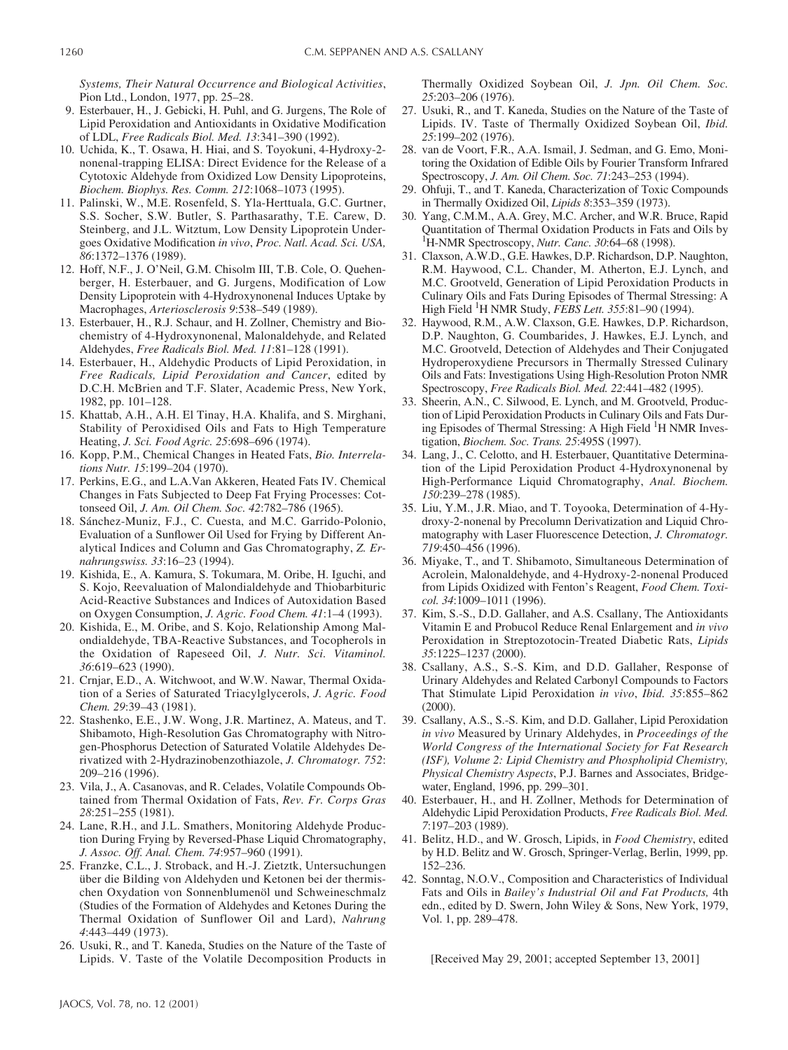*Systems, Their Natural Occurrence and Biological Activities*, Pion Ltd., London, 1977, pp. 25–28.

9. Esterbauer, H., J. Gebicki, H. Puhl, and G. Jurgens, The Role of Lipid Peroxidation and Antioxidants in Oxidative Modification of LDL, *Free Radicals Biol. Med. 13*:341–390 (1992).
10. Uchida, K., T. Osawa, H. Hiai, and S. Toyokuni, 4-Hydroxy-2-nonenal-trapping ELISA: Direct Evidence for the Release of a Cytotoxic Aldehyde from Oxidized Low Density Lipoproteins, *Biochem. Biophys. Res. Comm. 212*:1068–1073 (1995).
11. Palinski, W., M.E. Rosenfeld, S. Yla-Herttuala, G.C. Gurtner, S.S. Socher, S.W. Butler, S. Parthasarathy, T.E. Carew, D. Steinberg, and J.L. Witztum, Low Density Lipoprotein Undergoes Oxidative Modification *in vivo*, *Proc. Natl. Acad. Sci. USA, 86*:1372–1376 (1989).
12. Hoff, N.F., J. O'Neil, G.M. Chisolm III, T.B. Cole, O. Quehenberger, H. Esterbauer, and G. Jurgens, Modification of Low Density Lipoprotein with 4-Hydroxynonenal Induces Uptake by Macrophages, *Arteriosclerosis 9*:538–549 (1989).
13. Esterbauer, H., R.J. Schaur, and H. Zollner, Chemistry and Biochemistry of 4-Hydroxynonenal, Malonaldehyde, and Related Aldehydes, *Free Radicals Biol. Med. 11*:81–128 (1991).
14. Esterbauer, H., Aldehydic Products of Lipid Peroxidation, in *Free Radicals, Lipid Peroxidation and Cancer*, edited by D.C.H. McBrien and T.F. Slater, Academic Press, New York, 1982, pp. 101–128.
15. Khattab, A.H., A.H. El Tinay, H.A. Khalifa, and S. Mirghani, Stability of Peroxidised Oils and Fats to High Temperature Heating, *J. Sci. Food Agric. 25*:698–696 (1974).
16. Kopp, P.M., Chemical Changes in Heated Fats, *Bio. Interrelations Nutr. 15*:199–204 (1970).
17. Perkins, E.G., and L.A.Van Akkeren, Heated Fats IV. Chemical Changes in Fats Subjected to Deep Fat Frying Processes: Cottonseed Oil, *J. Am. Oil Chem. Soc. 42*:782–786 (1965).
18. Sánchez-Muniz, F.J., C. Cuesta, and M.C. Garrido-Polonio, Evaluation of a Sunflower Oil Used for Frying by Different Analytical Indices and Column and Gas Chromatography, *Z. Ernahrungswiss. 33*:16–23 (1994).
19. Kishida, E., A. Kamura, S. Tokumara, M. Oribe, H. Iguchi, and S. Kojo, Reevaluation of Malondialdehyde and Thiobarbituric Acid-Reactive Substances and Indices of Autoxidation Based on Oxygen Consumption, *J. Agric. Food Chem. 41*:1–4 (1993).
20. Kishida, E., M. Oribe, and S. Kojo, Relationship Among Malondialdehyde, TBA-Reactive Substances, and Tocopherols in the Oxidation of Rapeseed Oil, *J. Nutr. Sci. Vitaminol. 36*:619–623 (1990).
21. Crnjar, E.D., A. Witchwoot, and W.W. Nawar, Thermal Oxidation of a Series of Saturated Triacylglycerols, *J. Agric. Food Chem. 29*:39–43 (1981).
22. Stashenko, E.E., J.W. Wong, J.R. Martinez, A. Mateus, and T. Shibamoto, High-Resolution Gas Chromatography with Nitrogen-Phosphorus Detection of Saturated Volatile Aldehydes Derivatized with 2-Hydrazinobenzothiazole, *J. Chromatogr. 752*: 209–216 (1996).
23. Vila, J., A. Casanovas, and R. Celades, Volatile Compounds Obtained from Thermal Oxidation of Fats, *Rev. Fr. Corps Gras 28*:251–255 (1981).
24. Lane, R.H., and J.L. Smathers, Monitoring Aldehyde Production During Frying by Reversed-Phase Liquid Chromatography, *J. Assoc. Off. Anal. Chem. 74*:957–960 (1991).
25. Franzke, C.L., J. Stroback, and H.-J. Zietztk, Untersuchungen über die Bilding von Aldehyden und Ketonen bei der thermischen Oxydation von Sonnenblumenöl und Schweineschmalz (Studies of the Formation of Aldehydes and Ketones During the Thermal Oxidation of Sunflower Oil and Lard), *Nahrung 4*:443–449 (1973).
26. Usuki, R., and T. Kaneda, Studies on the Nature of the Taste of Lipids. V. Taste of the Volatile Decomposition Products in Thermally Oxidized Soybean Oil, *J. Jpn. Oil Chem. Soc. 25*:203–206 (1976).
27. Usuki, R., and T. Kaneda, Studies on the Nature of the Taste of Lipids. IV. Taste of Thermally Oxidized Soybean Oil, *Ibid. 25*:199–202 (1976).
28. van de Voort, F.R., A.A. Ismail, J. Sedman, and G. Emo, Monitoring the Oxidation of Edible Oils by Fourier Transform Infrared Spectroscopy, *J. Am. Oil Chem. Soc. 71*:243–253 (1994).
29. Ohfuji, T., and T. Kaneda, Characterization of Toxic Compounds in Thermally Oxidized Oil, *Lipids 8*:353–359 (1973).
30. Yang, C.M.M., A.A. Grey, M.C. Archer, and W.R. Bruce, Rapid Quantitation of Thermal Oxidation Products in Fats and Oils by $^1$H-NMR Spectroscopy, *Nutr. Canc. 30*:64–68 (1998).
31. Claxson, A.W.D., G.E. Hawkes, D.P. Richardson, D.P. Naughton, R.M. Haywood, C.L. Chander, M. Atherton, E.J. Lynch, and M.C. Grootveld, Generation of Lipid Peroxidation Products in Culinary Oils and Fats During Episodes of Thermal Stressing: A High Field $^1$H NMR Study, *FEBS Lett. 355*:81–90 (1994).
32. Haywood, R.M., A.W. Claxson, G.E. Hawkes, D.P. Richardson, D.P. Naughton, G. Coumbarides, J. Hawkes, E.J. Lynch, and M.C. Grootveld, Detection of Aldehydes and Their Conjugated Hydroperoxydiene Precursors in Thermally Stressed Culinary Oils and Fats: Investigations Using High-Resolution Proton NMR Spectroscopy, *Free Radicals Biol. Med. 22*:441–482 (1995).
33. Sheerin, A.N., C. Silwood, E. Lynch, and M. Grootveld, Production of Lipid Peroxidation Products in Culinary Oils and Fats During Episodes of Thermal Stressing: A High Field $^1$H NMR Investigation, *Biochem. Soc. Trans. 25*:495S (1997).
34. Lang, J., C. Celotto, and H. Esterbauer, Quantitative Determination of the Lipid Peroxidation Product 4-Hydroxynonenal by High-Performance Liquid Chromatography, *Anal. Biochem. 150*:239–278 (1985).
35. Liu, Y.M., J.R. Miao, and T. Toyooka, Determination of 4-Hydroxy-2-nonenal by Precolumn Derivatization and Liquid Chromatography with Laser Fluorescence Detection, *J. Chromatogr. 719*:450–456 (1996).
36. Miyake, T., and T. Shibamoto, Simultaneous Determination of Acrolein, Malonaldehyde, and 4-Hydroxy-2-nonenal Produced from Lipids Oxidized with Fenton's Reagent, *Food Chem. Toxicol. 34*:1009–1011 (1996).
37. Kim, S.-S., D.D. Gallaher, and A.S. Csallany, The Antioxidants Vitamin E and Probucol Reduce Renal Enlargement and *in vivo* Peroxidation in Streptozotocin-Treated Diabetic Rats, *Lipids 35*:1225–1237 (2000).
38. Csallany, A.S., S.-S. Kim, and D.D. Gallaher, Response of Urinary Aldehydes and Related Carbonyl Compounds to Factors That Stimulate Lipid Peroxidation *in vivo*, *Ibid. 35*:855–862 (2000).
39. Csallany, A.S., S.-S. Kim, and D.D. Gallaher, Lipid Peroxidation *in vivo* Measured by Urinary Aldehydes, in *Proceedings of the World Congress of the International Society for Fat Research (ISF), Volume 2: Lipid Chemistry and Phospholipid Chemistry, Physical Chemistry Aspects*, P.J. Barnes and Associates, Bridgewater, England, 1996, pp. 299–301.
40. Esterbauer, H., and H. Zollner, Methods for Determination of Aldehydic Lipid Peroxidation Products, *Free Radicals Biol. Med. 7*:197–203 (1989).
41. Belitz, H.D., and W. Grosch, Lipids, in *Food Chemistry*, edited by H.D. Belitz and W. Grosch, Springer-Verlag, Berlin, 1999, pp. 152–236.
42. Sonntag, N.O.V., Composition and Characteristics of Individual Fats and Oils in *Bailey's Industrial Oil and Fat Products,* 4th edn., edited by D. Swern, John Wiley & Sons, New York, 1979, Vol. 1, pp. 289–478.

[Received May 29, 2001; accepted September 13, 2001]